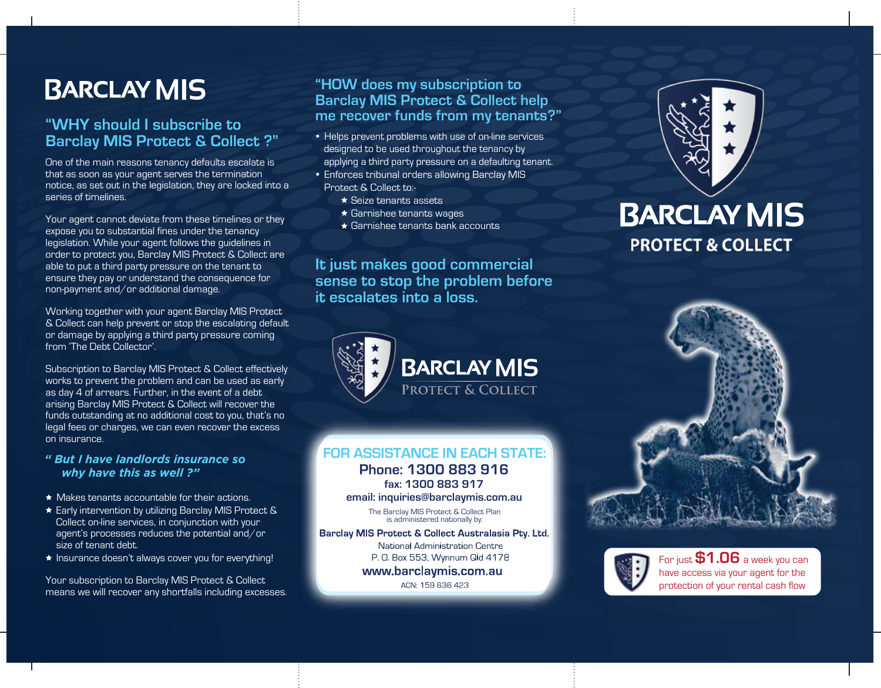# BARCLAY MIS

## "WHY should I subscribe to Barclay MIS Protect & Collect ?"

One of the main reasons tenancy defaults escalate is that as soon as your agent serves the termination notice, as set out in the legislation, they are locked into a series of timelines.

Your agent cannot deviate from these timelines or they expose you to substantial fines under the tenancy legislation. While your agent follows the guidelines in order to protect you, Barclay MIS Protect & Collect are able to put a third party pressure on the tenant to ensure they pay or understand the consequence for non-payment and/or additional damage.

Working together with your agent Barclay MIS Protect & Collect can help prevent or stop the escalating default or damage by applying a third party pressure coming from 'The Debt Collector'.

Subscription to Barclay MIS Protect & Collect effectively works to prevent the problem and can be used as early as day 4 of arrears. Further, in the event of a debt arising Barclay MIS Protect & Collect will recover the funds outstanding at no additional cost to you, that's no legal fees or charges, we can even recover the excess on insurance.

### *" But I have landlords insurance so why have this as well ?"*

- ★ Makes tenants accountable for their actions.
- ★ Early intervention by utilizing Barclay MIS Protect & Collect on-line services, in conjunction with your agent's processes reduces the potential and/or size of tenant debt.
- ★ Insurance doesn't always cover you for everything!

Your subscription to Barclay MIS Protect & Collect means we will recover any shortfalls including excesses.

## "HOW does my subscription to Barclay MIS Protect & Collect help me recover funds from my tenants?"

- Helps prevent problems with use of on-line services designed to be used throughout the tenancy by applying a third party pressure on a defaulting tenant.
- Enforces tribunal orders allowing Barclay MIS Protect & Collect to:-
  - ★ Seize tenants assets
  - ★ Garnishee tenants wages
  - ★ Garnishee tenants bank accounts

## It just makes good commercial sense to stop the problem before it escalates into a loss.

**BARCLAY MIS**
PROTECT & COLLECT

### FOR ASSISTANCE IN EACH STATE:

**Phone: 1300 883 916**
**fax: 1300 883 917**
**email: inquiries@barclaymis.com.au**

The Barclay MIS Protect & Collect Plan is administered nationally by:

**Barclay MIS Protect & Collect Australasia Pty. Ltd.**
National Administration Centre
P. O. Box 553, Wynnum Qld 4178
**www.barclaymis.com.au**
ACN: 159 636 423

# BARCLAY MIS
## PROTECT & COLLECT

For just **$1.06** a week you can have access via your agent for the protection of your rental cash flow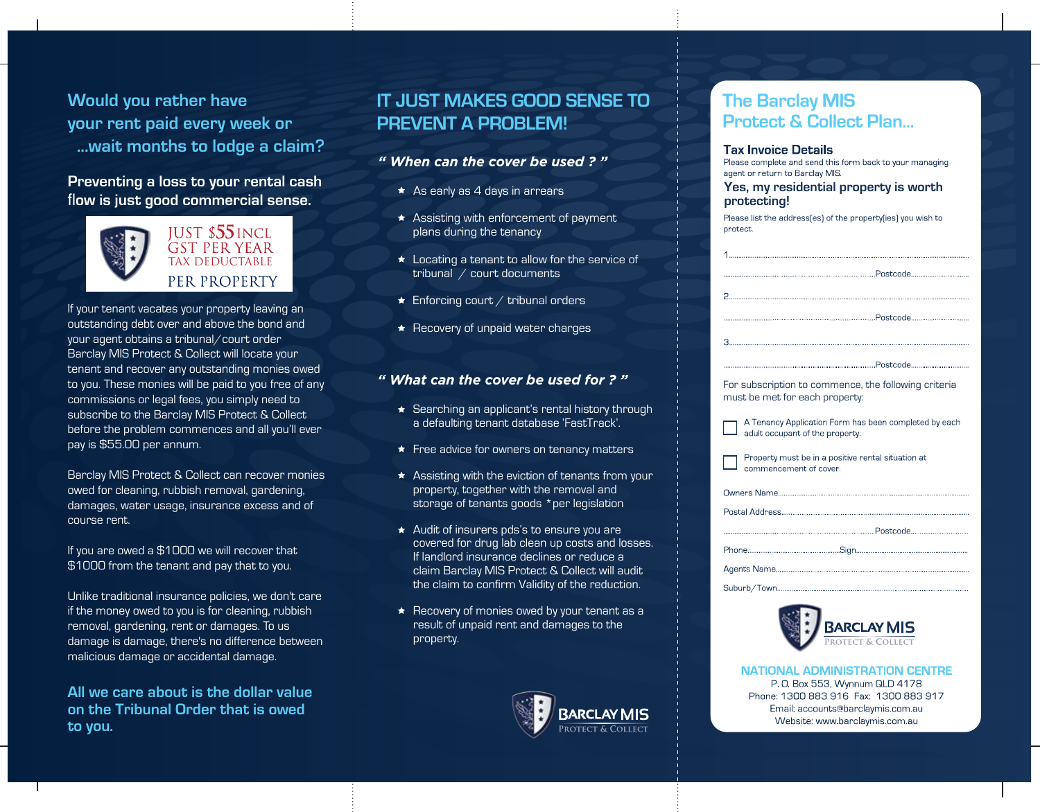## Would you rather have your rent paid every week or ...wait months to lodge a claim?

**Preventing a loss to your rental cash flow is just good commercial sense.**

JUST $55 INCL GST PER YEAR
TAX DEDUCTABLE
PER PROPERTY

If your tenant vacates your property leaving an outstanding debt over and above the bond and your agent obtains a tribunal/court order Barclay MIS Protect & Collect will locate your tenant and recover any outstanding monies owed to you. These monies will be paid to you free of any commissions or legal fees, you simply need to subscribe to the Barclay MIS Protect & Collect before the problem commences and all you'll ever pay is $55.00 per annum.

Barclay MIS Protect & Collect can recover monies owed for cleaning, rubbish removal, gardening, damages, water usage, insurance excess and of course rent.

If you are owed a $1000 we will recover that $1000 from the tenant and pay that to you.

Unlike traditional insurance policies, we don't care if the money owed to you is for cleaning, rubbish removal, gardening, rent or damages. To us damage is damage, there's no difference between malicious damage or accidental damage.

**All we care about is the dollar value on the Tribunal Order that is owed to you.**

## IT JUST MAKES GOOD SENSE TO PREVENT A PROBLEM!

### *" When can the cover be used ? "*

- As early as 4 days in arrears
- Assisting with enforcement of payment plans during the tenancy
- Locating a tenant to allow for the service of tribunal / court documents
- Enforcing court / tribunal orders
- Recovery of unpaid water charges

### *" What can the cover be used for ? "*

- Searching an applicant's rental history through a defaulting tenant database 'FastTrack'.
- Free advice for owners on tenancy matters
- Assisting with the eviction of tenants from your property, together with the removal and storage of tenants goods *per legislation
- Audit of insurers pds's to ensure you are covered for drug lab clean up costs and losses. If landlord insurance declines or reduce a claim Barclay MIS Protect & Collect will audit the claim to confirm Validity of the reduction.
- Recovery of monies owed by your tenant as a result of unpaid rent and damages to the property.

BARCLAY MIS
PROTECT & COLLECT

## The Barclay MIS Protect & Collect Plan...

### Tax Invoice Details

Please complete and send this form back to your managing agent or return to Barclay MIS.

**Yes, my residential property is worth protecting!**

Please list the address(es) of the property(ies) you wish to protect.

1.........................................................................................

.................................................................Postcode....................

2.........................................................................................

.................................................................Postcode....................

3.........................................................................................

.................................................................Postcode....................

For subscription to commence, the following criteria must be met for each property:

☐ A Tenancy Application Form has been completed by each adult occupant of the property.

☐ Property must be in a positive rental situation at commencement of cover.

Owners Name..............................................................................

Postal Address............................................................................

.................................................................Postcode....................

Phone.......................................Sign.........................................

Agents Name...............................................................................

Suburb/Town...............................................................................

BARCLAY MIS
PROTECT & COLLECT

**NATIONAL ADMINISTRATION CENTRE**
P. O. Box 553, Wynnum QLD 4178
Phone: 1300 883 916 Fax: 1300 883 917
Email: accounts@barclaymis.com.au
Website: www.barclaymis.com.au